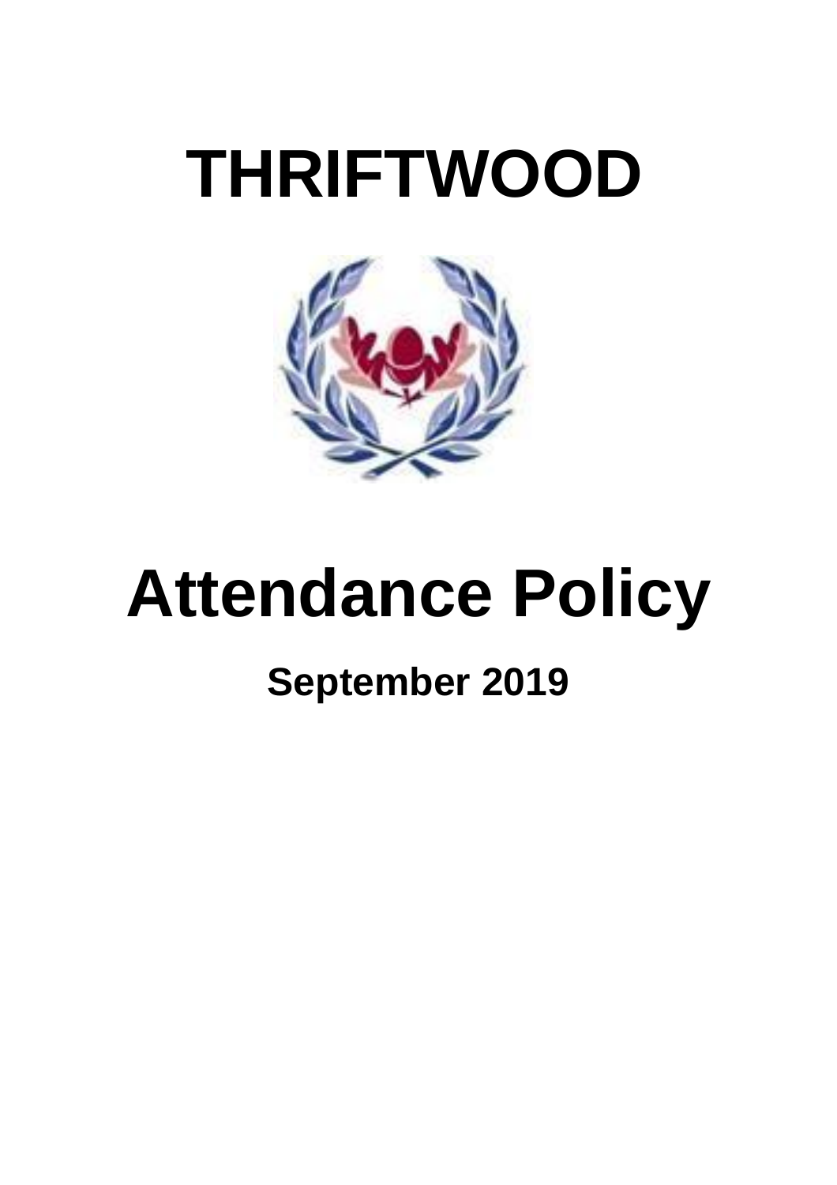# THRIFTWOOD

# Attendance Policy

**September 2019**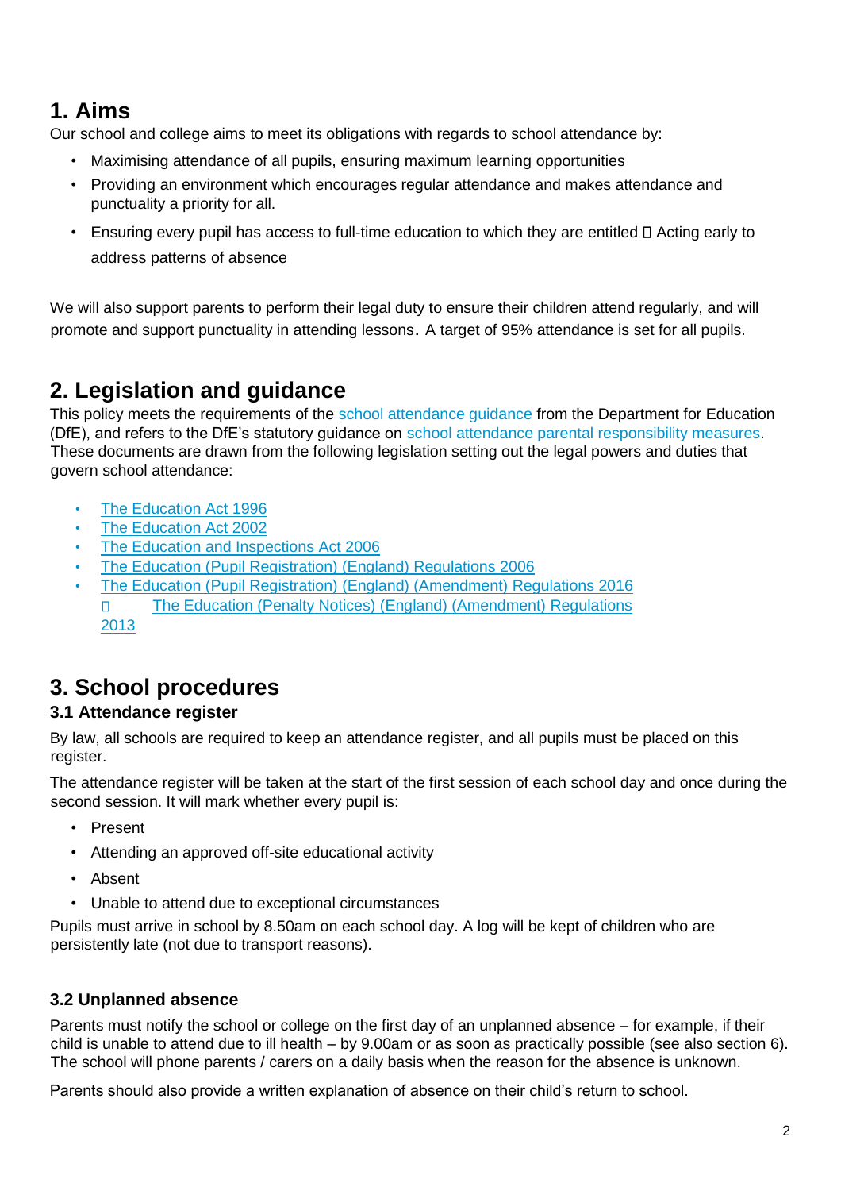## 1. Aims

Our school and college aims to meet its obligations with regards to school attendance by:

- Maximising attendance of all pupils, ensuring maximum learning opportunities
- Providing an environment which encourages regular attendance and makes attendance and punctuality a priority for all.
- Ensuring every pupil has access to full-time education to which they are entitled  Acting early to address patterns of absence

We will also support parents to perform their legal duty to ensure their children attend regularly, and will promote and support punctuality in attending lessons. A target of 95% attendance is set for all pupils.

## 2. Legislation and guidance

This policy meets the requirements of the school attendance guidance from the Department for Education (DfE), and refers to the DfE's statutory guidance on school attendance parental responsibility measures. These documents are drawn from the following legislation setting out the legal powers and duties that govern school attendance:

- The Education Act 1996
- The Education Act 2002
- The Education and Inspections Act 2006
- The Education (Pupil Registration) (England) Regulations 2006
- The Education (Pupil Registration) (England) (Amendment) Regulations 2016
- The Education (Penalty Notices) (England) (Amendment) Regulations 2013

## 3. School procedures

### 3.1 Attendance register

By law, all schools are required to keep an attendance register, and all pupils must be placed on this register.

The attendance register will be taken at the start of the first session of each school day and once during the second session. It will mark whether every pupil is:

- Present
- Attending an approved off-site educational activity
- Absent
- Unable to attend due to exceptional circumstances

Pupils must arrive in school by 8.50am on each school day. A log will be kept of children who are persistently late (not due to transport reasons).

### 3.2 Unplanned absence

Parents must notify the school or college on the first day of an unplanned absence – for example, if their child is unable to attend due to ill health – by 9.00am or as soon as practically possible (see also section 6). The school will phone parents / carers on a daily basis when the reason for the absence is unknown.

Parents should also provide a written explanation of absence on their child's return to school.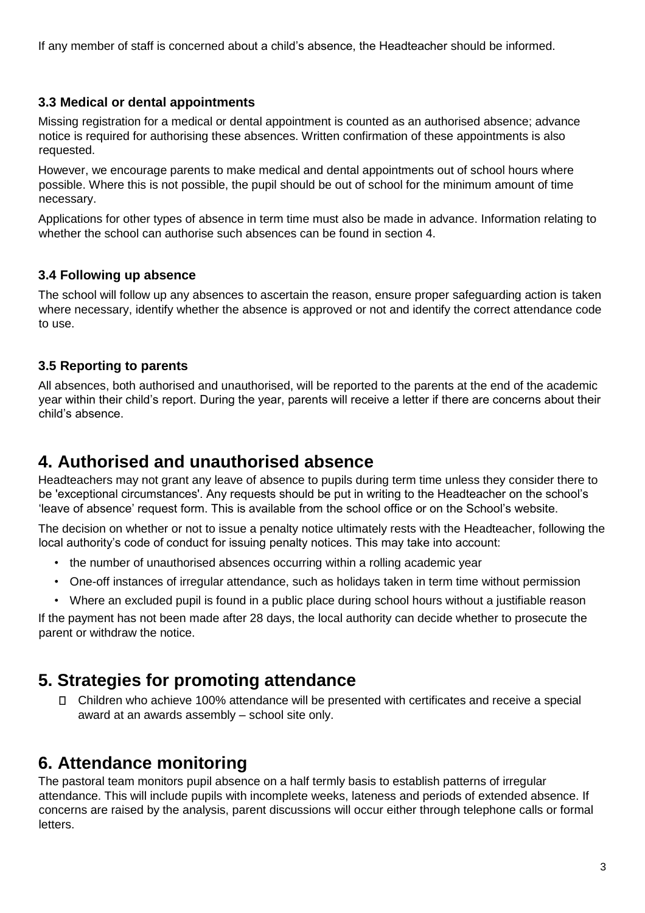If any member of staff is concerned about a child's absence, the Headteacher should be informed.

### 3.3 Medical or dental appointments

Missing registration for a medical or dental appointment is counted as an authorised absence; advance notice is required for authorising these absences. Written confirmation of these appointments is also requested.

However, we encourage parents to make medical and dental appointments out of school hours where possible. Where this is not possible, the pupil should be out of school for the minimum amount of time necessary.

Applications for other types of absence in term time must also be made in advance. Information relating to whether the school can authorise such absences can be found in section 4.

### 3.4 Following up absence

The school will follow up any absences to ascertain the reason, ensure proper safeguarding action is taken where necessary, identify whether the absence is approved or not and identify the correct attendance code to use.

### 3.5 Reporting to parents

All absences, both authorised and unauthorised, will be reported to the parents at the end of the academic year within their child's report. During the year, parents will receive a letter if there are concerns about their child's absence.

## 4. Authorised and unauthorised absence

Headteachers may not grant any leave of absence to pupils during term time unless they consider there to be 'exceptional circumstances'. Any requests should be put in writing to the Headteacher on the school's 'leave of absence' request form. This is available from the school office or on the School's website.

The decision on whether or not to issue a penalty notice ultimately rests with the Headteacher, following the local authority's code of conduct for issuing penalty notices. This may take into account:

- the number of unauthorised absences occurring within a rolling academic year
- One-off instances of irregular attendance, such as holidays taken in term time without permission
- Where an excluded pupil is found in a public place during school hours without a justifiable reason

If the payment has not been made after 28 days, the local authority can decide whether to prosecute the parent or withdraw the notice.

## 5. Strategies for promoting attendance

- Children who achieve 100% attendance will be presented with certificates and receive a special award at an awards assembly – school site only.

## 6. Attendance monitoring

The pastoral team monitors pupil absence on a half termly basis to establish patterns of irregular attendance. This will include pupils with incomplete weeks, lateness and periods of extended absence. If concerns are raised by the analysis, parent discussions will occur either through telephone calls or formal letters.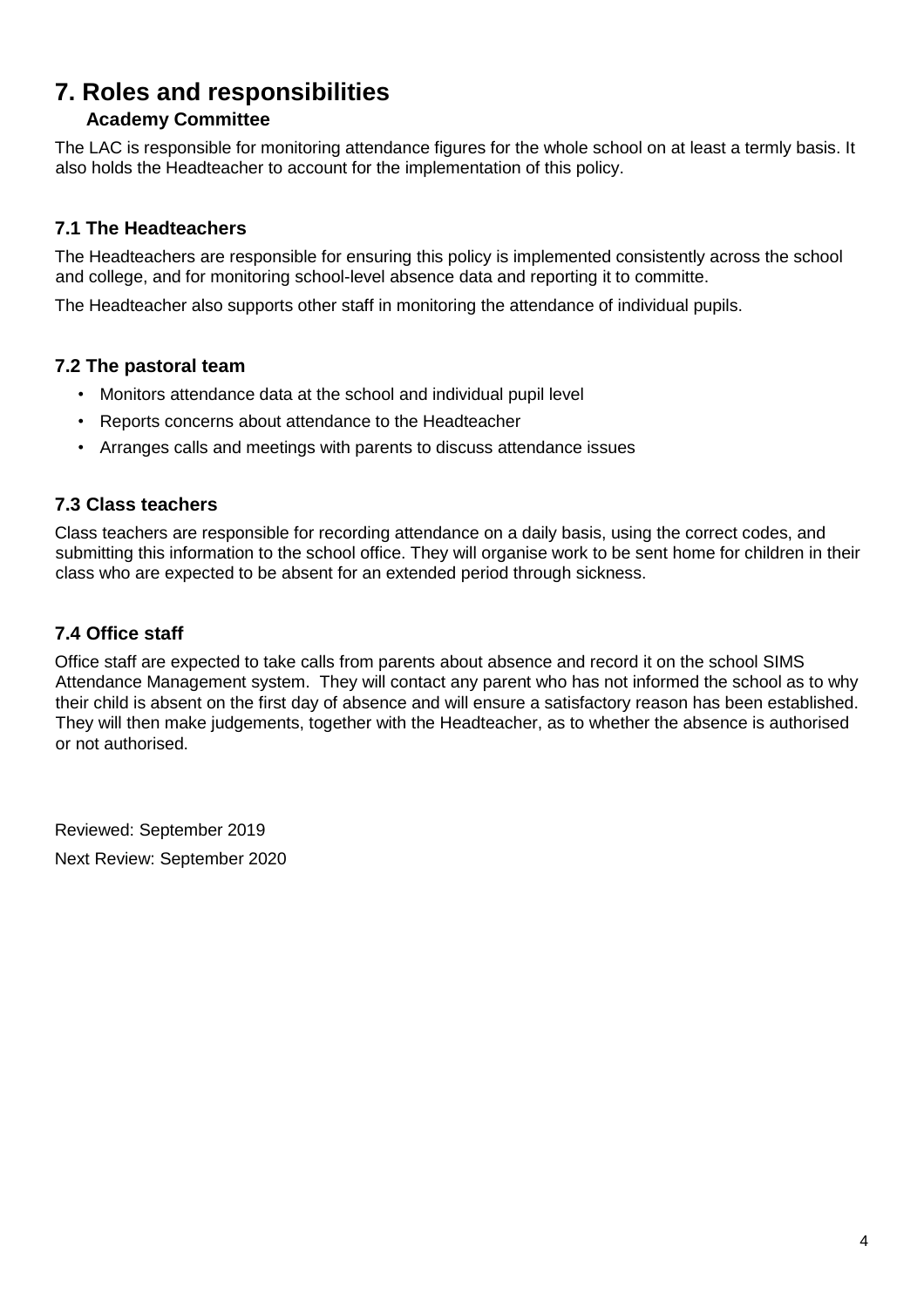# 7. Roles and responsibilities

### Academy Committee

The LAC is responsible for monitoring attendance figures for the whole school on at least a termly basis. It also holds the Headteacher to account for the implementation of this policy.

### 7.1 The Headteachers

The Headteachers are responsible for ensuring this policy is implemented consistently across the school and college, and for monitoring school-level absence data and reporting it to committe.

The Headteacher also supports other staff in monitoring the attendance of individual pupils.

### 7.2 The pastoral team

- Monitors attendance data at the school and individual pupil level
- Reports concerns about attendance to the Headteacher
- Arranges calls and meetings with parents to discuss attendance issues

### 7.3 Class teachers

Class teachers are responsible for recording attendance on a daily basis, using the correct codes, and submitting this information to the school office. They will organise work to be sent home for children in their class who are expected to be absent for an extended period through sickness.

### 7.4 Office staff

Office staff are expected to take calls from parents about absence and record it on the school SIMS Attendance Management system. They will contact any parent who has not informed the school as to why their child is absent on the first day of absence and will ensure a satisfactory reason has been established. They will then make judgements, together with the Headteacher, as to whether the absence is authorised or not authorised.

Reviewed: September 2019

Next Review: September 2020